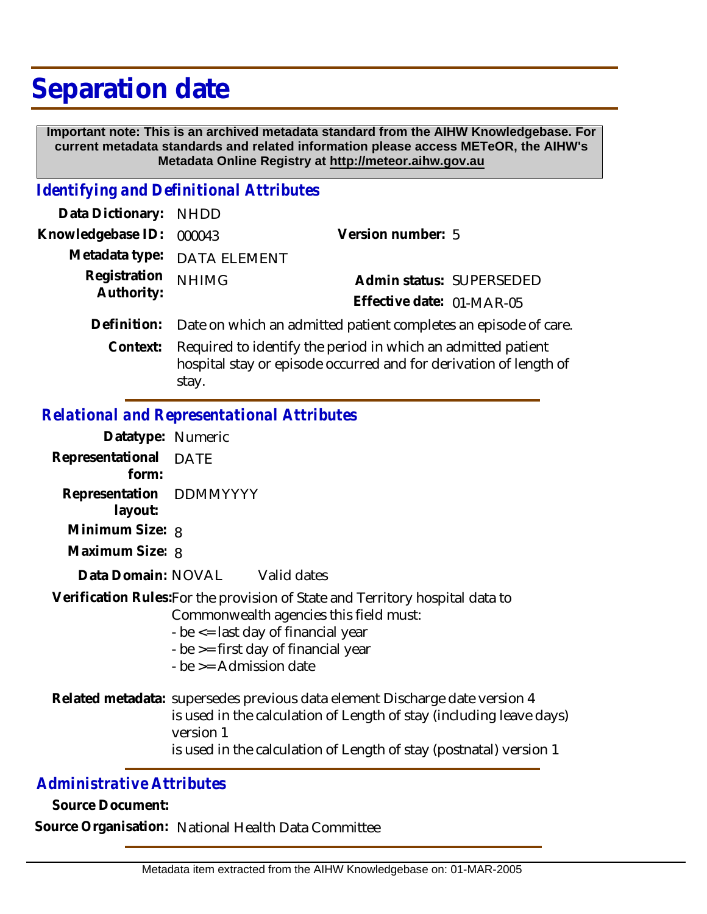# Separation date

**Important note: This is an archived metadata standard from the AIHW Knowledgebase. For current metadata standards and related information please access METeOR, the AIHW's Metadata Online Registry at http://meteor.aihw.gov.au**

## *Identifying and Definitional Attributes*

**Data Dictionary:** NHDD

**Knowledgebase ID:** 000043

**Version number:** 5

**Metadata type:** DATA ELEMENT

**Registration Authority:** NHIMG

**Admin status:** SUPERSEDED

**Effective date:** 01-MAR-05

**Definition:** Date on which an admitted patient completes an episode of care.

**Context:** Required to identify the period in which an admitted patient hospital stay or episode occurred and for derivation of length of stay.

## *Relational and Representational Attributes*

**Datatype:** Numeric

**Representational form:** DATE

**Representation layout:** DDMMYYYY

**Minimum Size:** 8

**Maximum Size:** 8

**Data Domain:** NOVAL Valid dates

**Verification Rules:** For the provision of State and Territory hospital data to Commonwealth agencies this field must:
- be <= last day of financial year
- be >= first day of financial year
- be >= Admission date

**Related metadata:** supersedes previous data element Discharge date version 4
is used in the calculation of Length of stay (including leave days) version 1
is used in the calculation of Length of stay (postnatal) version 1

## *Administrative Attributes*

**Source Document:**

**Source Organisation:** National Health Data Committee

Metadata item extracted from the AIHW Knowledgebase on: 01-MAR-2005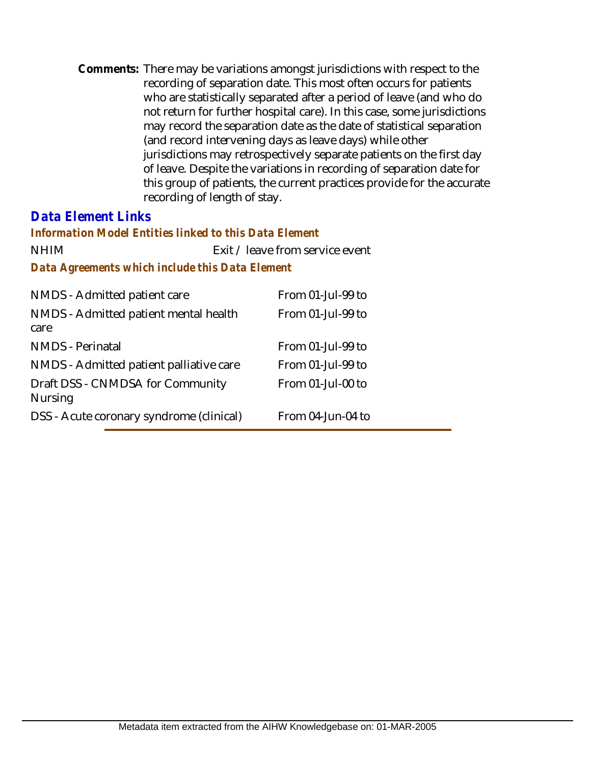**Comments:** There may be variations amongst jurisdictions with respect to the recording of separation date. This most often occurs for patients who are statistically separated after a period of leave (and who do not return for further hospital care). In this case, some jurisdictions may record the separation date as the date of statistical separation (and record intervening days as leave days) while other jurisdictions may retrospectively separate patients on the first day of leave. Despite the variations in recording of separation date for this group of patients, the current practices provide for the accurate recording of length of stay.

## Data Element Links

### Information Model Entities linked to this Data Element

| | |
|---|---|
| NHIM | Exit / leave from service event |

### Data Agreements which include this Data Element

| | |
|---|---|
| NMDS - Admitted patient care | From 01-Jul-99 to |
| NMDS - Admitted patient mental health care | From 01-Jul-99 to |
| NMDS - Perinatal | From 01-Jul-99 to |
| NMDS - Admitted patient palliative care | From 01-Jul-99 to |
| Draft DSS - CNMDSA for Community Nursing | From 01-Jul-00 to |
| DSS - Acute coronary syndrome (clinical) | From 04-Jun-04 to |

Metadata item extracted from the AIHW Knowledgebase on: 01-MAR-2005